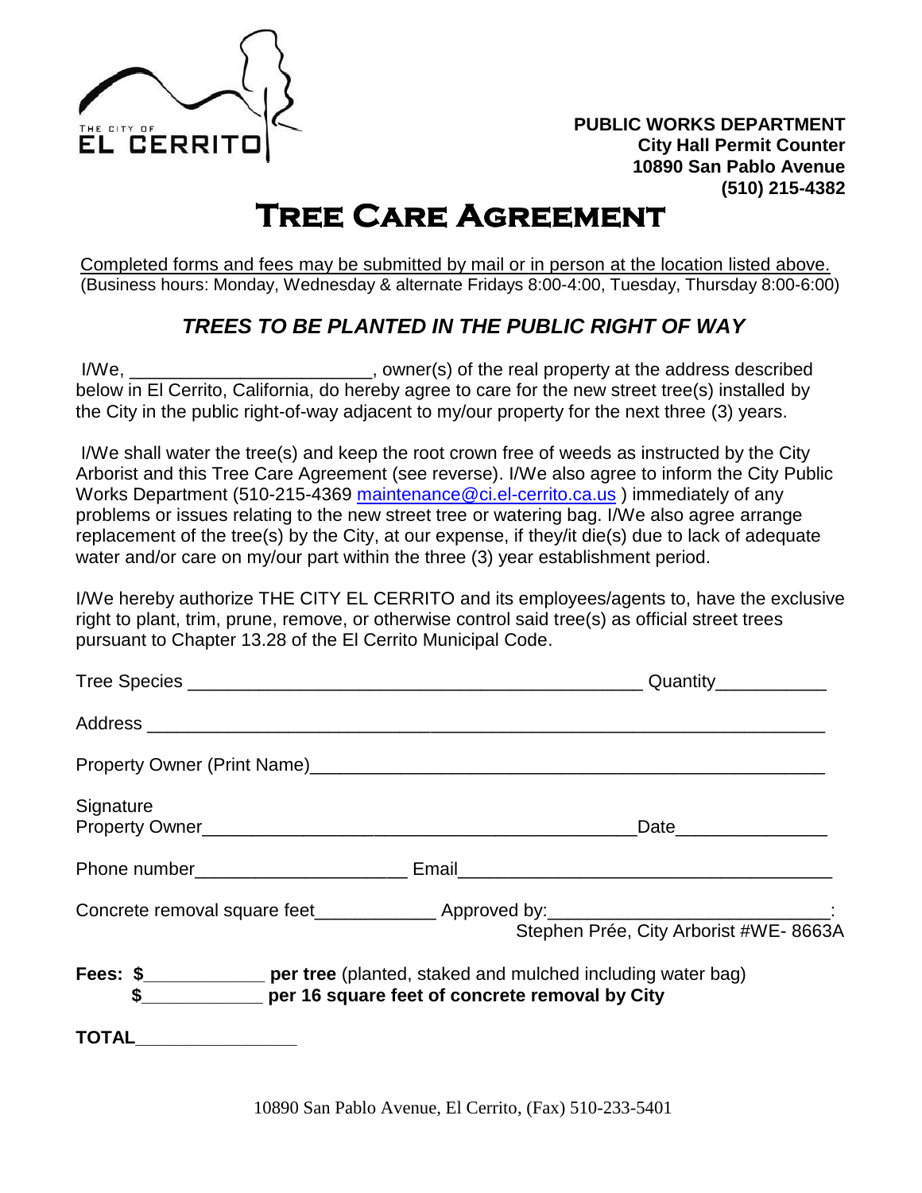THE CITY OF EL CERRITO

**PUBLIC WORKS DEPARTMENT**
**City Hall Permit Counter**
**10890 San Pablo Avenue**
**(510) 215-4382**

# Tree Care Agreement

Completed forms and fees may be submitted by mail or in person at the location listed above.
(Business hours: Monday, Wednesday & alternate Fridays 8:00-4:00, Tuesday, Thursday 8:00-6:00)

## *TREES TO BE PLANTED IN THE PUBLIC RIGHT OF WAY*

I/We, ________________________, owner(s) of the real property at the address described below in El Cerrito, California, do hereby agree to care for the new street tree(s) installed by the City in the public right-of-way adjacent to my/our property for the next three (3) years.

I/We shall water the tree(s) and keep the root crown free of weeds as instructed by the City Arborist and this Tree Care Agreement (see reverse). I/We also agree to inform the City Public Works Department (510-215-4369 maintenance@ci.el-cerrito.ca.us ) immediately of any problems or issues relating to the new street tree or watering bag. I/We also agree arrange replacement of the tree(s) by the City, at our expense, if they/it die(s) due to lack of adequate water and/or care on my/our part within the three (3) year establishment period.

I/We hereby authorize THE CITY EL CERRITO and its employees/agents to, have the exclusive right to plant, trim, prune, remove, or otherwise control said tree(s) as official street trees pursuant to Chapter 13.28 of the El Cerrito Municipal Code.

Tree Species ______________________________________________ Quantity___________

Address ___________________________________________________________________

Property Owner (Print Name)___________________________________________________

Signature
Property Owner____________________________________________Date_______________

Phone number_____________________ Email____________________________________

Concrete removal square feet____________ Approved by:____________________________:
Stephen Prée, City Arborist #WE- 8663A

**Fees: $____________ per tree** (planted, staked and mulched including water bag)
**$____________ per 16 square feet of concrete removal by City**

**TOTAL________________**

10890 San Pablo Avenue, El Cerrito, (Fax) 510-233-5401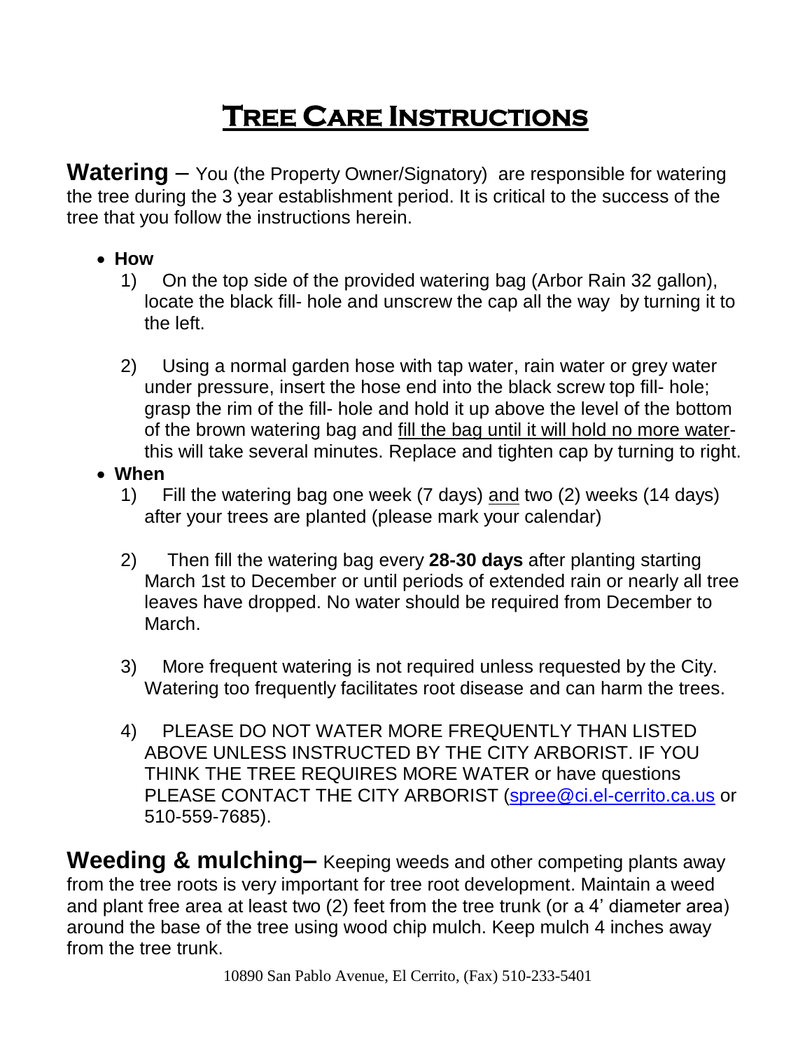# Tree Care Instructions

**Watering** – You (the Property Owner/Signatory) are responsible for watering the tree during the 3 year establishment period. It is critical to the success of the tree that you follow the instructions herein.

- **How**
  1) On the top side of the provided watering bag (Arbor Rain 32 gallon), locate the black fill- hole and unscrew the cap all the way by turning it to the left.

  2) Using a normal garden hose with tap water, rain water or grey water under pressure, insert the hose end into the black screw top fill- hole; grasp the rim of the fill- hole and hold it up above the level of the bottom of the brown watering bag and <u>fill the bag until it will hold no more water</u>- this will take several minutes. Replace and tighten cap by turning to right.
- **When**
  1) Fill the watering bag one week (7 days) <u>and</u> two (2) weeks (14 days) after your trees are planted (please mark your calendar)

  2) Then fill the watering bag every **28-30 days** after planting starting March 1st to December or until periods of extended rain or nearly all tree leaves have dropped. No water should be required from December to March.

  3) More frequent watering is not required unless requested by the City. Watering too frequently facilitates root disease and can harm the trees.

  4) PLEASE DO NOT WATER MORE FREQUENTLY THAN LISTED ABOVE UNLESS INSTRUCTED BY THE CITY ARBORIST. IF YOU THINK THE TREE REQUIRES MORE WATER or have questions PLEASE CONTACT THE CITY ARBORIST (spree@ci.el-cerrito.ca.us or 510-559-7685).

**Weeding & mulching–** Keeping weeds and other competing plants away from the tree roots is very important for tree root development. Maintain a weed and plant free area at least two (2) feet from the tree trunk (or a 4' diameter area) around the base of the tree using wood chip mulch. Keep mulch 4 inches away from the tree trunk.

10890 San Pablo Avenue, El Cerrito, (Fax) 510-233-5401